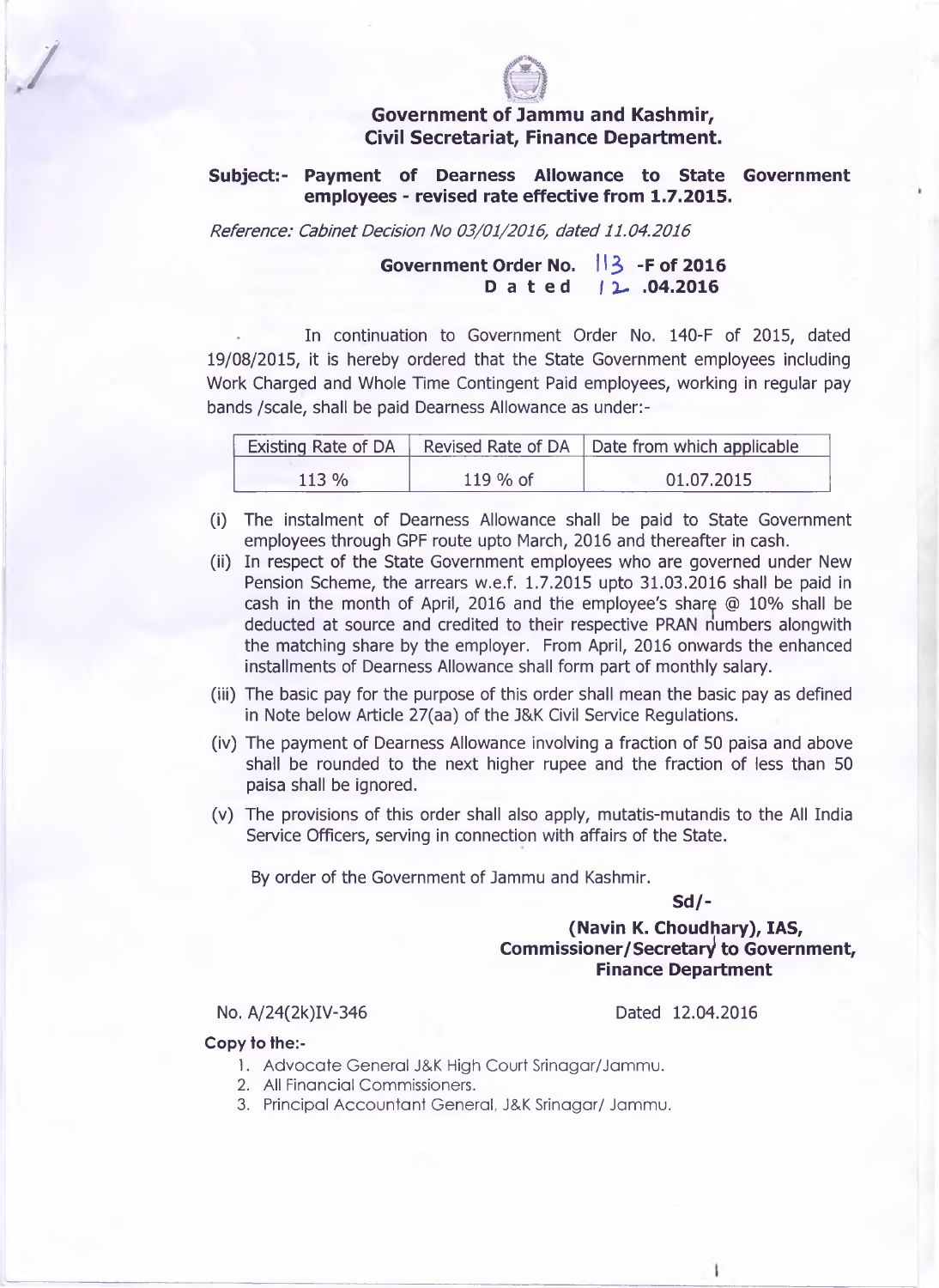# Government of Jammu and Kashmir, Civil Secretariat, Finance Department.

**Subject:- Payment of Dearness Allowance to State Government employees - revised rate effective from 1.7.2015.**

*Reference: Cabinet Decision No 03/01/2016, dated 11.04.2016*

**Government Order No. 113 -F of 2016**
**Dated 12 .04.2016**

In continuation to Government Order No. 140-F of 2015, dated 19/08/2015, it is hereby ordered that the State Government employees including Work Charged and Whole Time Contingent Paid employees, working in regular pay bands /scale, shall be paid Dearness Allowance as under:-

| Existing Rate of DA | Revised Rate of DA | Date from which applicable |
|---|---|---|
| 113 % | 119 % of | 01.07.2015 |

(i) The instalment of Dearness Allowance shall be paid to State Government employees through GPF route upto March, 2016 and thereafter in cash.

(ii) In respect of the State Government employees who are governed under New Pension Scheme, the arrears w.e.f. 1.7.2015 upto 31.03.2016 shall be paid in cash in the month of April, 2016 and the employee's share @ 10% shall be deducted at source and credited to their respective PRAN numbers alongwith the matching share by the employer. From April, 2016 onwards the enhanced installments of Dearness Allowance shall form part of monthly salary.

(iii) The basic pay for the purpose of this order shall mean the basic pay as defined in Note below Article 27(aa) of the J&K Civil Service Regulations.

(iv) The payment of Dearness Allowance involving a fraction of 50 paisa and above shall be rounded to the next higher rupee and the fraction of less than 50 paisa shall be ignored.

(v) The provisions of this order shall also apply, mutatis-mutandis to the All India Service Officers, serving in connection with affairs of the State.

By order of the Government of Jammu and Kashmir.

**Sd/-**

**(Navin K. Choudhary), IAS,**
**Commissioner/Secretary to Government,**
**Finance Department**

No. A/24(2k)IV-346 Dated 12.04.2016

**Copy to the:-**

1. Advocate General J&K High Court Srinagar/Jammu.
2. All Financial Commissioners.
3. Principal Accountant General, J&K Srinagar/ Jammu.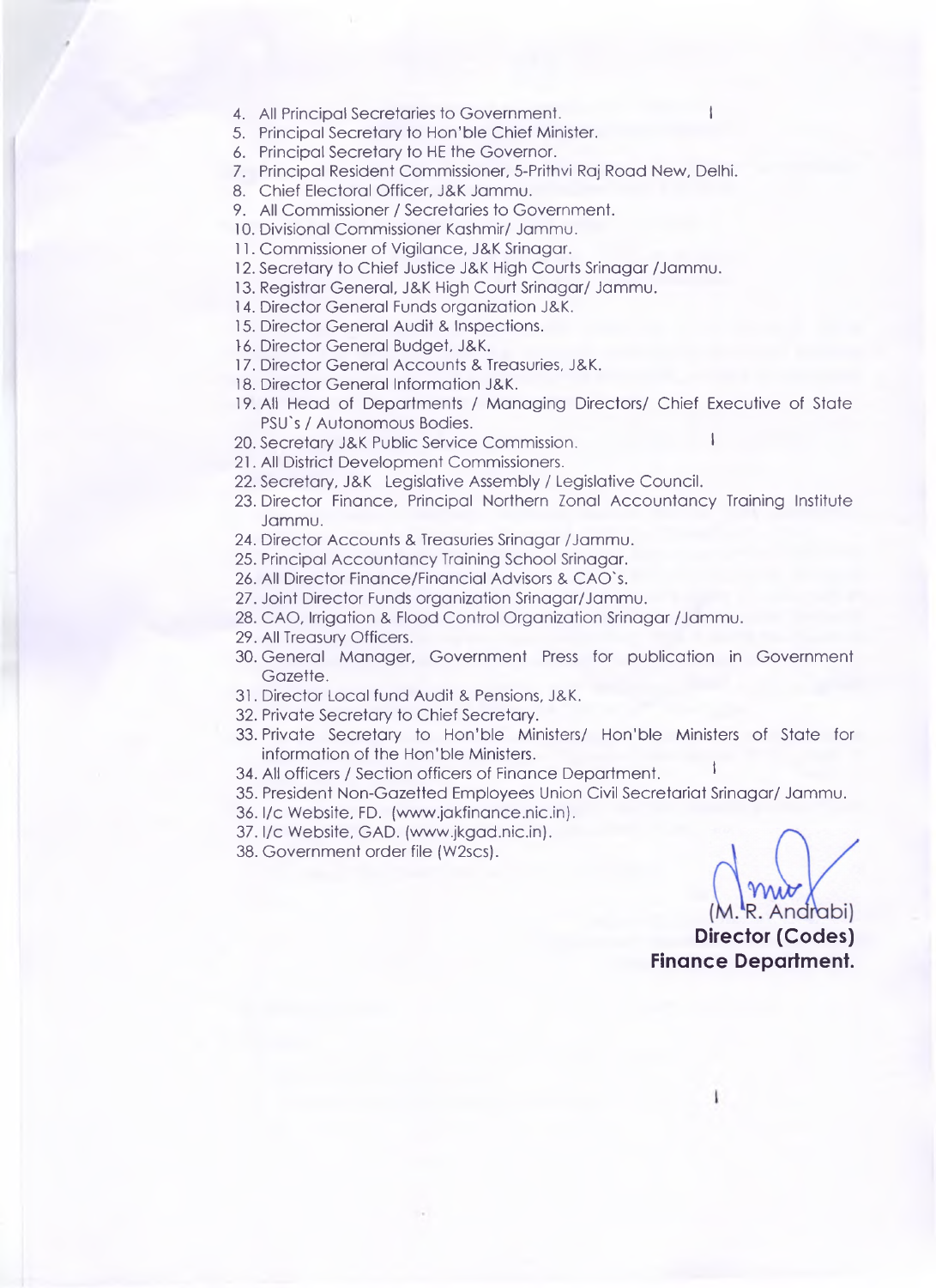4. All Principal Secretaries to Government.
5. Principal Secretary to Hon'ble Chief Minister.
6. Principal Secretary to HE the Governor.
7. Principal Resident Commissioner, 5-Prithvi Raj Road New, Delhi.
8. Chief Electoral Officer, J&K Jammu.
9. All Commissioner / Secretaries to Government.
10. Divisional Commissioner Kashmir/ Jammu.
11. Commissioner of Vigilance, J&K Srinagar.
12. Secretary to Chief Justice J&K High Courts Srinagar /Jammu.
13. Registrar General, J&K High Court Srinagar/ Jammu.
14. Director General Funds organization J&K.
15. Director General Audit & Inspections.
16. Director General Budget, J&K.
17. Director General Accounts & Treasuries, J&K.
18. Director General Information J&K.
19. All Head of Departments / Managing Directors/ Chief Executive of State PSU's / Autonomous Bodies.
20. Secretary J&K Public Service Commission.
21. All District Development Commissioners.
22. Secretary, J&K Legislative Assembly / Legislative Council.
23. Director Finance, Principal Northern Zonal Accountancy Training Institute Jammu.
24. Director Accounts & Treasuries Srinagar /Jammu.
25. Principal Accountancy Training School Srinagar.
26. All Director Finance/Financial Advisors & CAO's.
27. Joint Director Funds organization Srinagar/Jammu.
28. CAO, Irrigation & Flood Control Organization Srinagar /Jammu.
29. All Treasury Officers.
30. General Manager, Government Press for publication in Government Gazette.
31. Director Local fund Audit & Pensions, J&K.
32. Private Secretary to Chief Secretary.
33. Private Secretary to Hon'ble Ministers/ Hon'ble Ministers of State for information of the Hon'ble Ministers.
34. All officers / Section officers of Finance Department.
35. President Non-Gazetted Employees Union Civil Secretariat Srinagar/ Jammu.
36. I/c Website, FD. (www.jakfinance.nic.in).
37. I/c Website, GAD. (www.jkgad.nic.in).
38. Government order file (W2scs).

(M. R. Andrabi)
**Director (Codes)**
**Finance Department.**